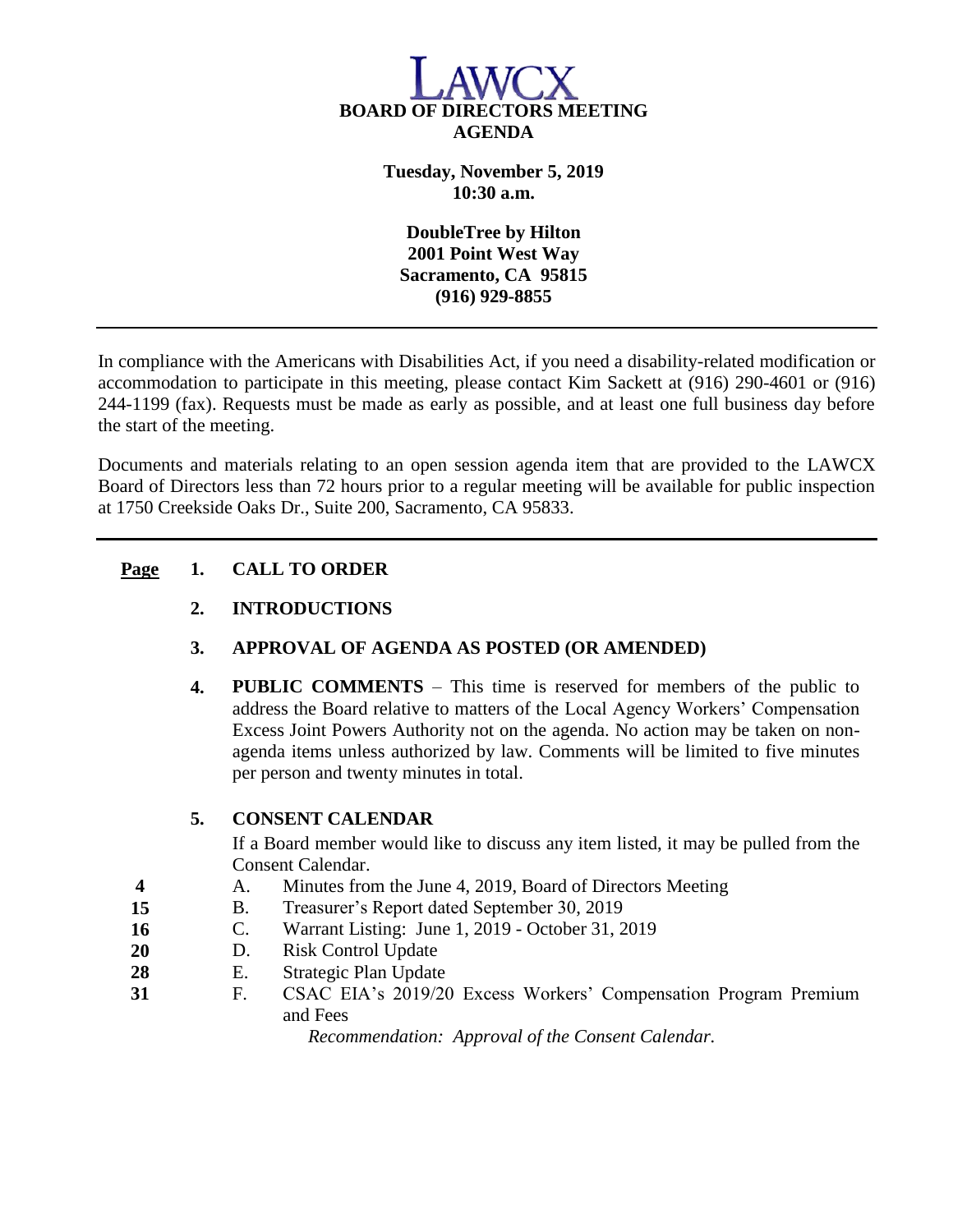# LAWCX

## BOARD OF DIRECTORS MEETING
## AGENDA

**Tuesday, November 5, 2019**
**10:30 a.m.**

**DoubleTree by Hilton**
**2001 Point West Way**
**Sacramento, CA 95815**
**(916) 929-8855**

---

In compliance with the Americans with Disabilities Act, if you need a disability-related modification or accommodation to participate in this meeting, please contact Kim Sackett at (916) 290-4601 or (916) 244-1199 (fax). Requests must be made as early as possible, and at least one full business day before the start of the meeting.

Documents and materials relating to an open session agenda item that are provided to the LAWCX Board of Directors less than 72 hours prior to a regular meeting will be available for public inspection at 1750 Creekside Oaks Dr., Suite 200, Sacramento, CA 95833.

---

| Page | | |
|---|---|---|
| | **1.** | **CALL TO ORDER** |
| | **2.** | **INTRODUCTIONS** |
| | **3.** | **APPROVAL OF AGENDA AS POSTED (OR AMENDED)** |
| | **4.** | **PUBLIC COMMENTS** – This time is reserved for members of the public to address the Board relative to matters of the Local Agency Workers' Compensation Excess Joint Powers Authority not on the agenda. No action may be taken on non-agenda items unless authorized by law. Comments will be limited to five minutes per person and twenty minutes in total. |
| | **5.** | **CONSENT CALENDAR** <br> If a Board member would like to discuss any item listed, it may be pulled from the Consent Calendar. |
| **4** | | A. Minutes from the June 4, 2019, Board of Directors Meeting |
| **15** | | B. Treasurer's Report dated September 30, 2019 |
| **16** | | C. Warrant Listing: June 1, 2019 - October 31, 2019 |
| **20** | | D. Risk Control Update |
| **28** | | E. Strategic Plan Update |
| **31** | | F. CSAC EIA's 2019/20 Excess Workers' Compensation Program Premium and Fees <br> *Recommendation: Approval of the Consent Calendar.* |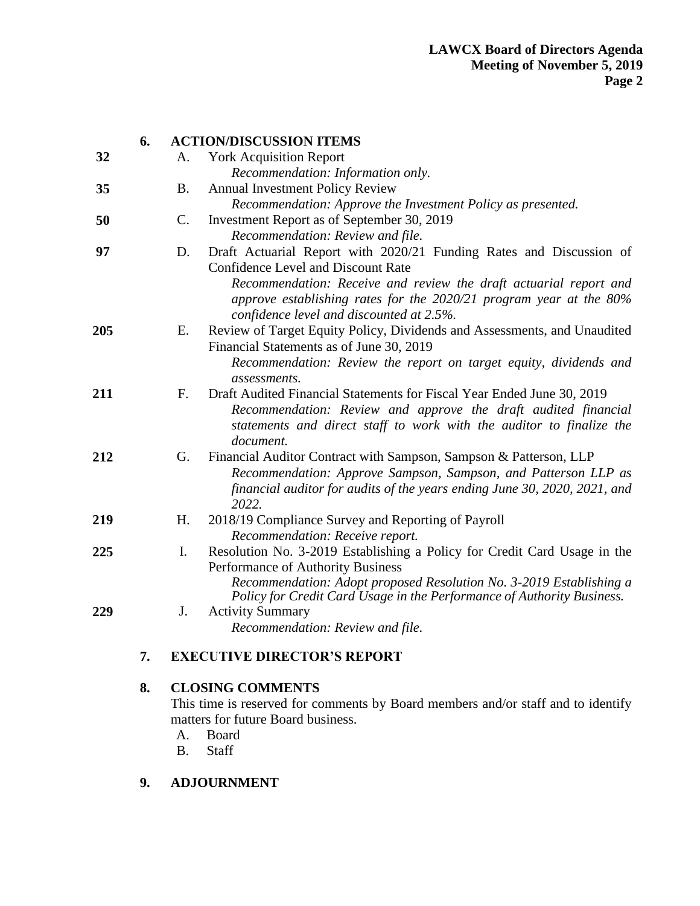## 6. ACTION/DISCUSSION ITEMS

32 A. York Acquisition Report
*Recommendation: Information only.*

35 B. Annual Investment Policy Review
*Recommendation: Approve the Investment Policy as presented.*

50 C. Investment Report as of September 30, 2019
*Recommendation: Review and file.*

97 D. Draft Actuarial Report with 2020/21 Funding Rates and Discussion of Confidence Level and Discount Rate
*Recommendation: Receive and review the draft actuarial report and approve establishing rates for the 2020/21 program year at the 80% confidence level and discounted at 2.5%.*

205 E. Review of Target Equity Policy, Dividends and Assessments, and Unaudited Financial Statements as of June 30, 2019
*Recommendation: Review the report on target equity, dividends and assessments.*

211 F. Draft Audited Financial Statements for Fiscal Year Ended June 30, 2019
*Recommendation: Review and approve the draft audited financial statements and direct staff to work with the auditor to finalize the document.*

212 G. Financial Auditor Contract with Sampson, Sampson & Patterson, LLP
*Recommendation: Approve Sampson, Sampson, and Patterson LLP as financial auditor for audits of the years ending June 30, 2020, 2021, and 2022.*

219 H. 2018/19 Compliance Survey and Reporting of Payroll
*Recommendation: Receive report.*

225 I. Resolution No. 3-2019 Establishing a Policy for Credit Card Usage in the Performance of Authority Business
*Recommendation: Adopt proposed Resolution No. 3-2019 Establishing a Policy for Credit Card Usage in the Performance of Authority Business.*

229 J. Activity Summary
*Recommendation: Review and file.*

## 7. EXECUTIVE DIRECTOR'S REPORT

## 8. CLOSING COMMENTS

This time is reserved for comments by Board members and/or staff and to identify matters for future Board business.

A. Board
B. Staff

## 9. ADJOURNMENT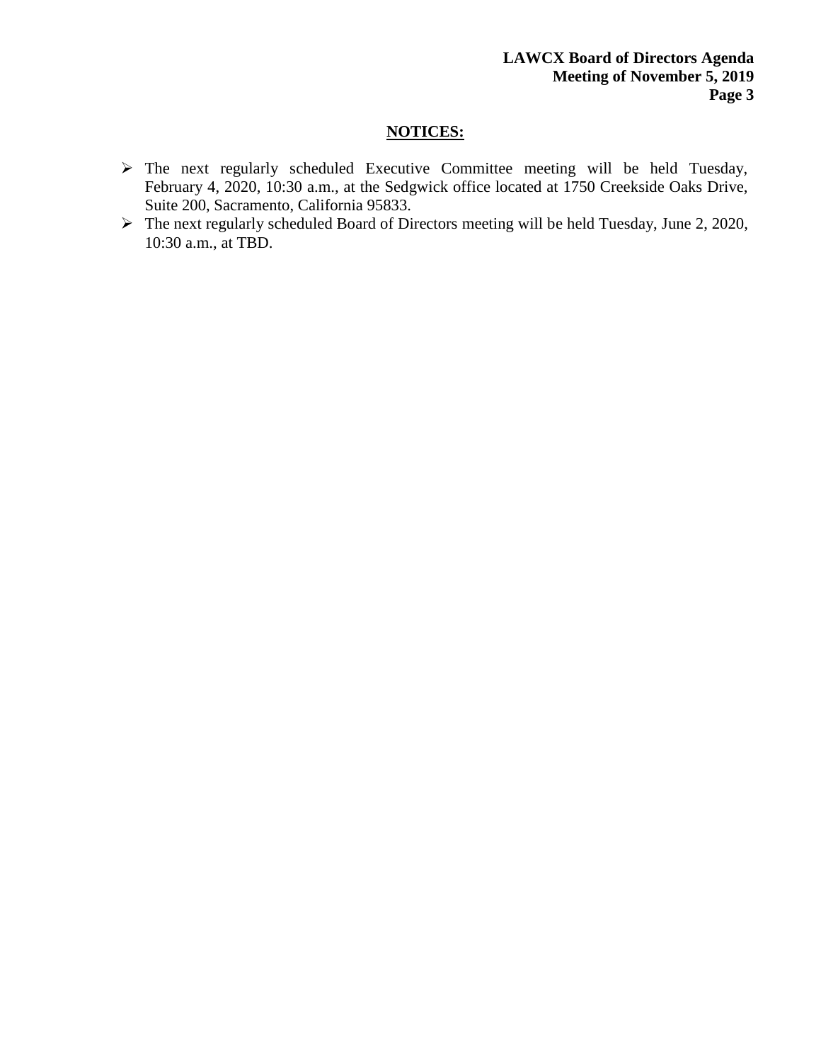## NOTICES:

- The next regularly scheduled Executive Committee meeting will be held Tuesday, February 4, 2020, 10:30 a.m., at the Sedgwick office located at 1750 Creekside Oaks Drive, Suite 200, Sacramento, California 95833.
- The next regularly scheduled Board of Directors meeting will be held Tuesday, June 2, 2020, 10:30 a.m., at TBD.